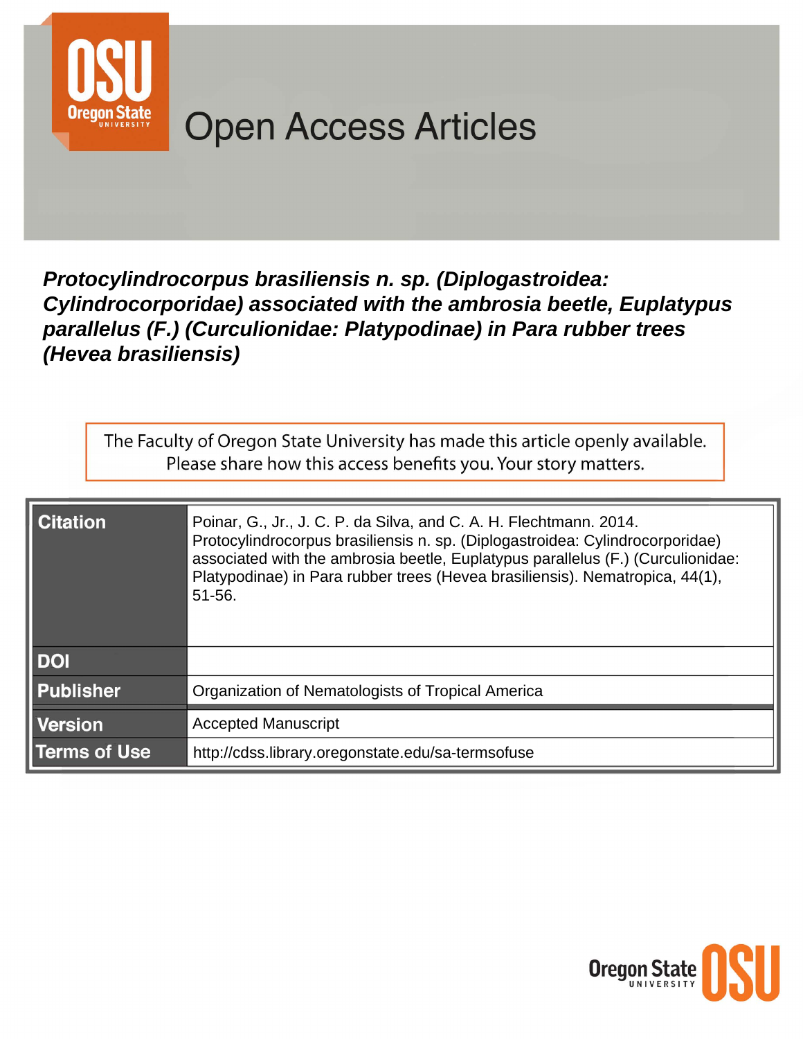Open Access Articles

# *Protocylindrocorpus brasiliensis n. sp. (Diplogastroidea: Cylindrocorporidae) associated with the ambrosia beetle, Euplatypus parallelus (F.) (Curculionidae: Platypodinae) in Para rubber trees (Hevea brasiliensis)*

The Faculty of Oregon State University has made this article openly available. Please share how this access benefits you. Your story matters.

| | |
|---|---|
| **Citation** | Poinar, G., Jr., J. C. P. da Silva, and C. A. H. Flechtmann. 2014. Protocylindrocorpus brasiliensis n. sp. (Diplogastroidea: Cylindrocorporidae) associated with the ambrosia beetle, Euplatypus parallelus (F.) (Curculionidae: Platypodinae) in Para rubber trees (Hevea brasiliensis). Nematropica, 44(1), 51-56. |
| **DOI** | |
| **Publisher** | Organization of Nematologists of Tropical America |
| **Version** | Accepted Manuscript |
| **Terms of Use** | http://cdss.library.oregonstate.edu/sa-termsofuse |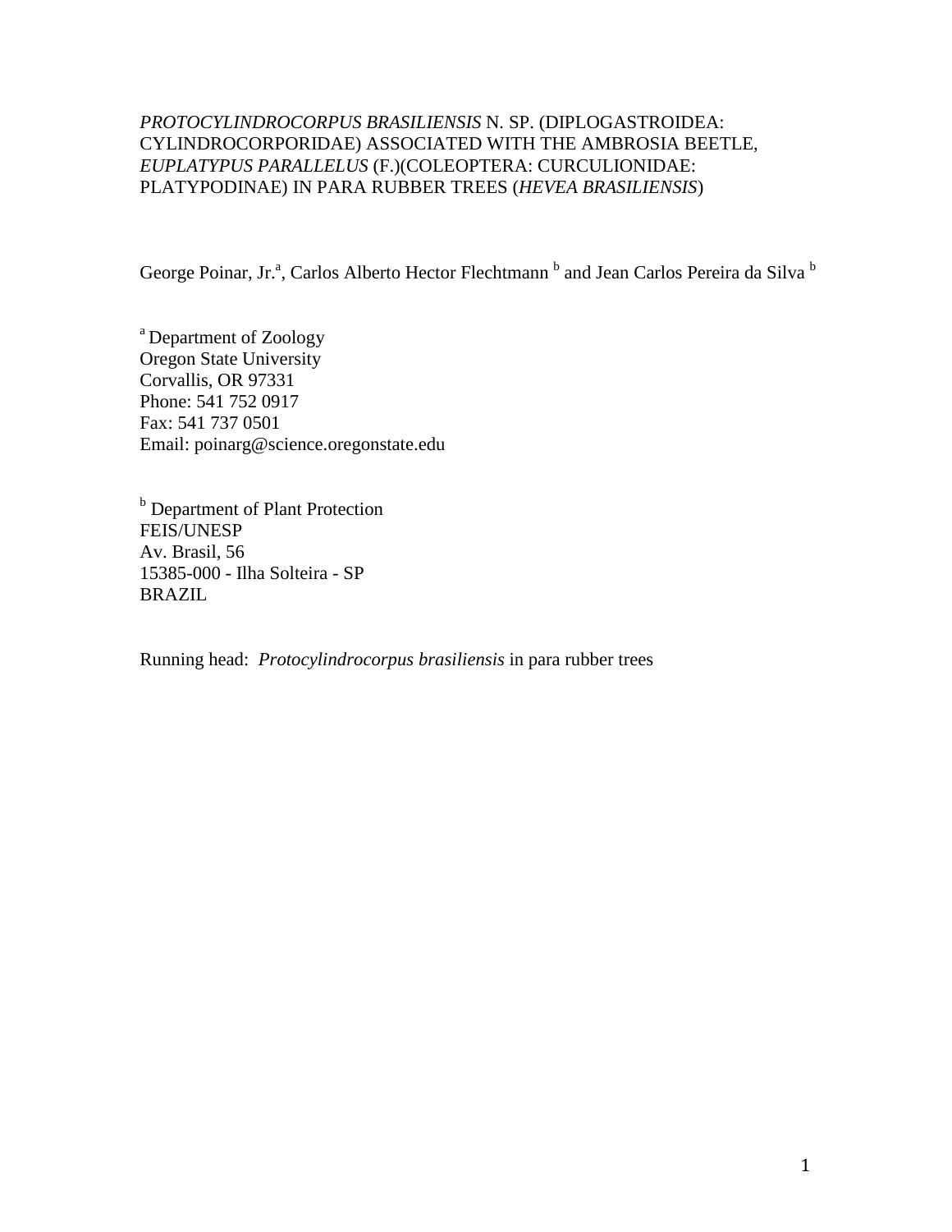*PROTOCYLINDROCORPUS BRASILIENSIS* N. SP. (DIPLOGASTROIDEA: CYLINDROCORPORIDAE) ASSOCIATED WITH THE AMBROSIA BEETLE, *EUPLATYPUS PARALLELUS* (F.)(COLEOPTERA: CURCULIONIDAE: PLATYPODINAE) IN PARA RUBBER TREES (*HEVEA BRASILIENSIS*)

George Poinar, Jr.[a], Carlos Alberto Hector Flechtmann [b] and Jean Carlos Pereira da Silva [b]

[a] Department of Zoology
Oregon State University
Corvallis, OR 97331
Phone: 541 752 0917
Fax: 541 737 0501
Email: poinarg@science.oregonstate.edu

[b] Department of Plant Protection
FEIS/UNESP
Av. Brasil, 56
15385-000 - Ilha Solteira - SP
BRAZIL

Running head: *Protocylindrocorpus brasiliensis* in para rubber trees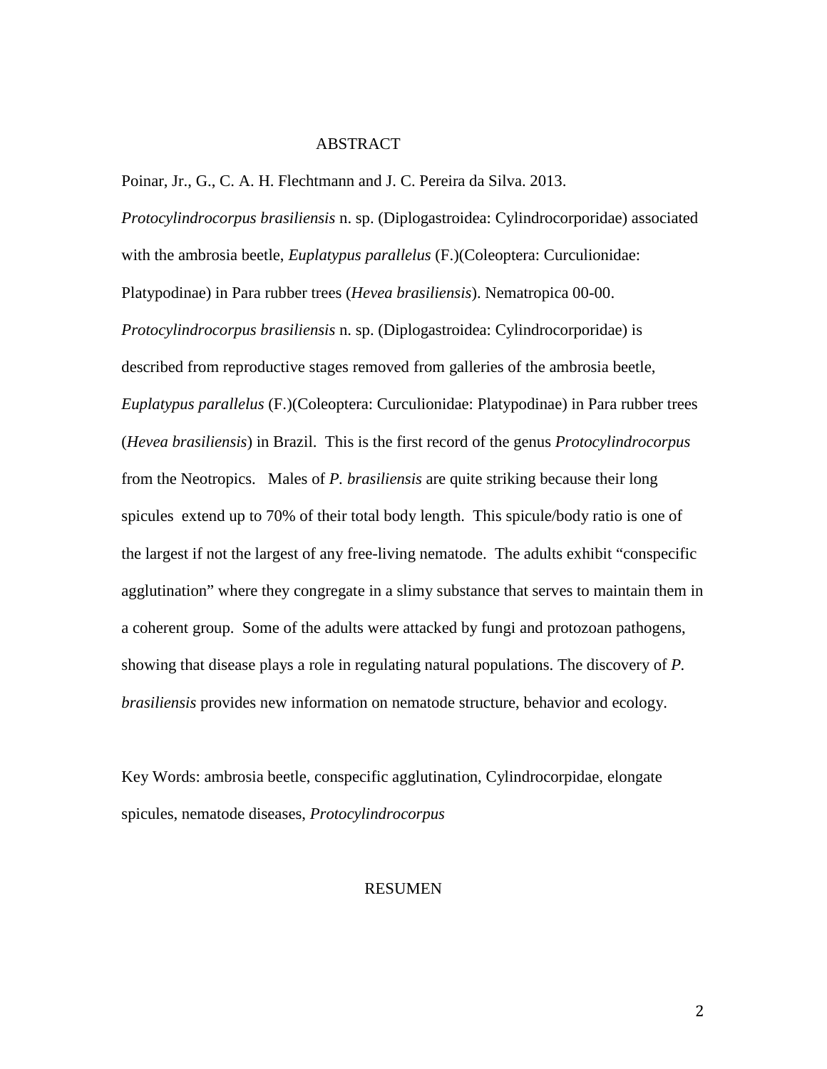## ABSTRACT

Poinar, Jr., G., C. A. H. Flechtmann and J. C. Pereira da Silva. 2013. *Protocylindrocorpus brasiliensis* n. sp. (Diplogastroidea: Cylindrocorporidae) associated with the ambrosia beetle, *Euplatypus parallelus* (F.)(Coleoptera: Curculionidae: Platypodinae) in Para rubber trees (*Hevea brasiliensis*). Nematropica 00-00.

*Protocylindrocorpus brasiliensis* n. sp. (Diplogastroidea: Cylindrocorporidae) is described from reproductive stages removed from galleries of the ambrosia beetle, *Euplatypus parallelus* (F.)(Coleoptera: Curculionidae: Platypodinae) in Para rubber trees (*Hevea brasiliensis*) in Brazil. This is the first record of the genus *Protocylindrocorpus* from the Neotropics. Males of *P. brasiliensis* are quite striking because their long spicules extend up to 70% of their total body length. This spicule/body ratio is one of the largest if not the largest of any free-living nematode. The adults exhibit "conspecific agglutination" where they congregate in a slimy substance that serves to maintain them in a coherent group. Some of the adults were attacked by fungi and protozoan pathogens, showing that disease plays a role in regulating natural populations. The discovery of *P. brasiliensis* provides new information on nematode structure, behavior and ecology.

Key Words: ambrosia beetle, conspecific agglutination, Cylindrocorpidae, elongate spicules, nematode diseases, *Protocylindrocorpus*

## RESUMEN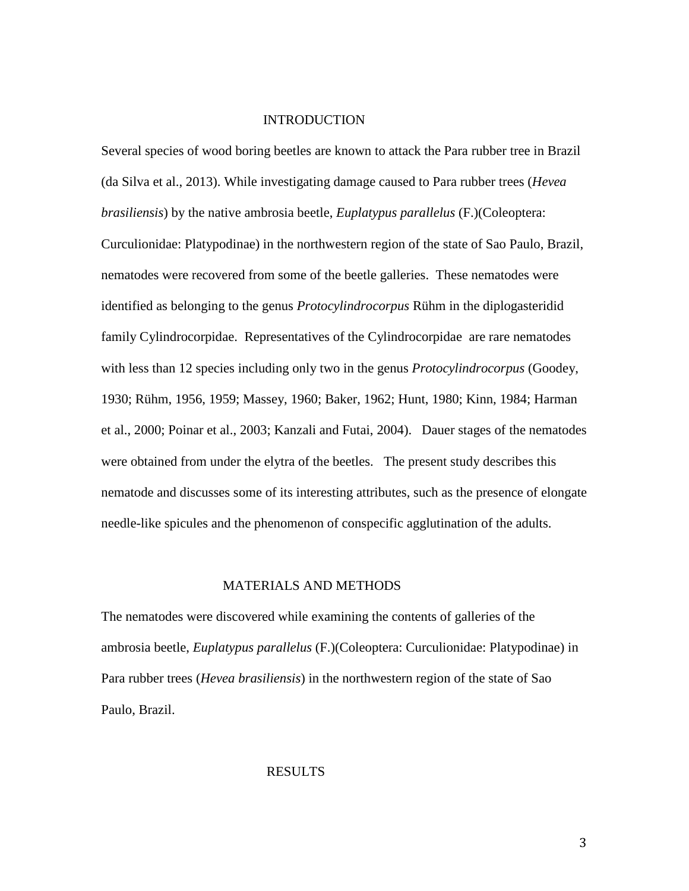## INTRODUCTION

Several species of wood boring beetles are known to attack the Para rubber tree in Brazil (da Silva et al., 2013). While investigating damage caused to Para rubber trees (*Hevea brasiliensis*) by the native ambrosia beetle, *Euplatypus parallelus* (F.)(Coleoptera: Curculionidae: Platypodinae) in the northwestern region of the state of Sao Paulo, Brazil, nematodes were recovered from some of the beetle galleries. These nematodes were identified as belonging to the genus *Protocylindrocorpus* Rühm in the diplogasteridid family Cylindrocorpidae. Representatives of the Cylindrocorpidae are rare nematodes with less than 12 species including only two in the genus *Protocylindrocorpus* (Goodey, 1930; Rühm, 1956, 1959; Massey, 1960; Baker, 1962; Hunt, 1980; Kinn, 1984; Harman et al., 2000; Poinar et al., 2003; Kanzali and Futai, 2004). Dauer stages of the nematodes were obtained from under the elytra of the beetles. The present study describes this nematode and discusses some of its interesting attributes, such as the presence of elongate needle-like spicules and the phenomenon of conspecific agglutination of the adults.

## MATERIALS AND METHODS

The nematodes were discovered while examining the contents of galleries of the ambrosia beetle, *Euplatypus parallelus* (F.)(Coleoptera: Curculionidae: Platypodinae) in Para rubber trees (*Hevea brasiliensis*) in the northwestern region of the state of Sao Paulo, Brazil.

## RESULTS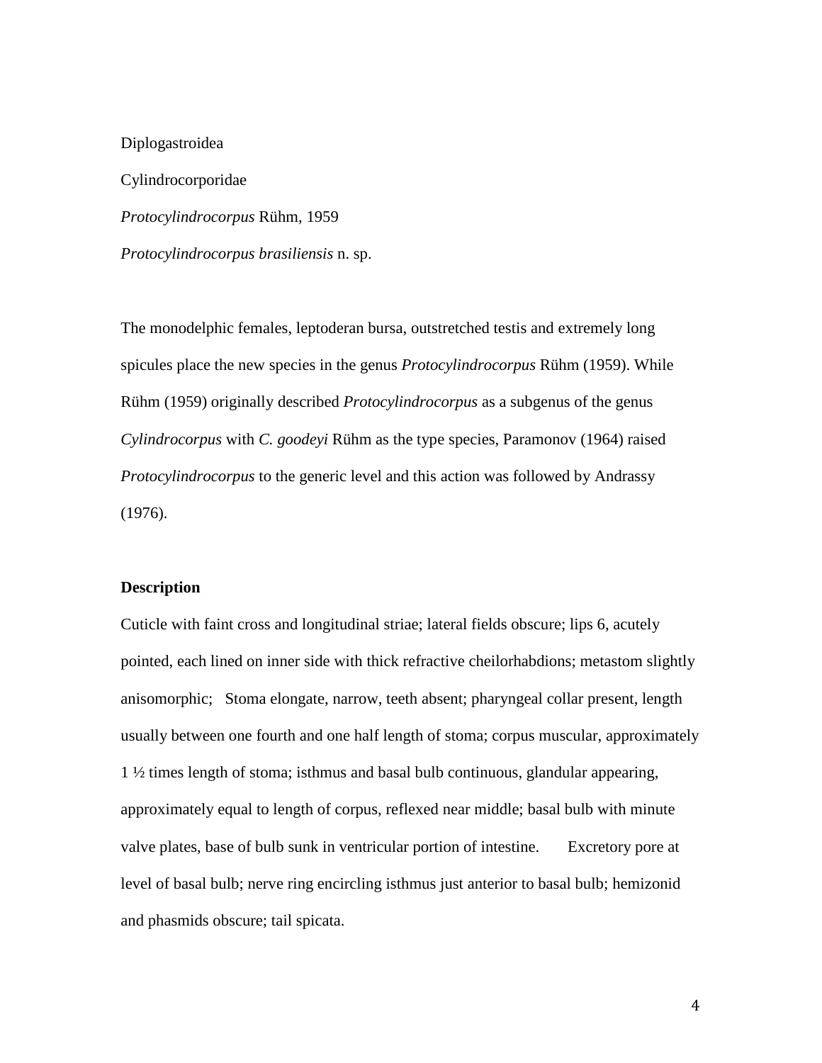Diplogastroidea

Cylindrocorporidae

*Protocylindrocorpus* Rühm, 1959

*Protocylindrocorpus brasiliensis* n. sp.

The monodelphic females, leptoderan bursa, outstretched testis and extremely long spicules place the new species in the genus *Protocylindrocorpus* Rühm (1959). While Rühm (1959) originally described *Protocylindrocorpus* as a subgenus of the genus *Cylindrocorpus* with *C. goodeyi* Rühm as the type species, Paramonov (1964) raised *Protocylindrocorpus* to the generic level and this action was followed by Andrassy (1976).

**Description**

Cuticle with faint cross and longitudinal striae; lateral fields obscure; lips 6, acutely pointed, each lined on inner side with thick refractive cheilorhabdions; metastom slightly anisomorphic; Stoma elongate, narrow, teeth absent; pharyngeal collar present, length usually between one fourth and one half length of stoma; corpus muscular, approximately 1 ½ times length of stoma; isthmus and basal bulb continuous, glandular appearing, approximately equal to length of corpus, reflexed near middle; basal bulb with minute valve plates, base of bulb sunk in ventricular portion of intestine. Excretory pore at level of basal bulb; nerve ring encircling isthmus just anterior to basal bulb; hemizonid and phasmids obscure; tail spicata.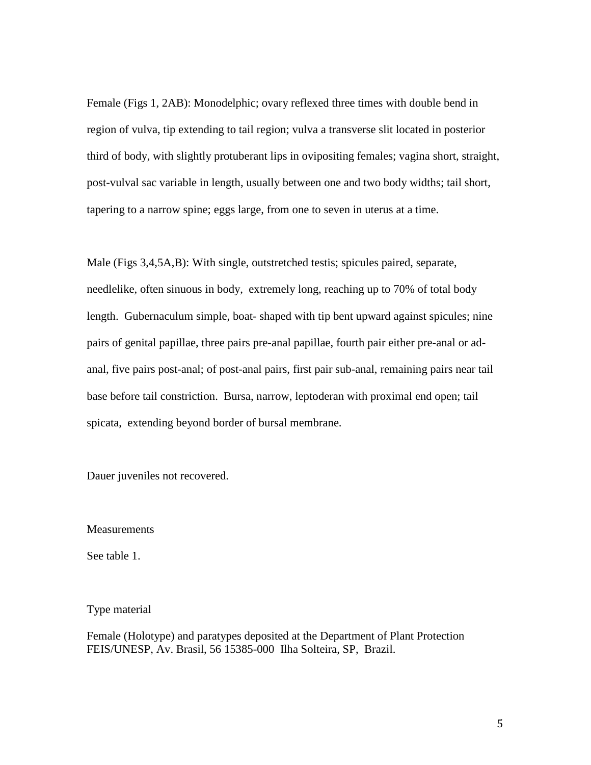Female (Figs 1, 2AB): Monodelphic; ovary reflexed three times with double bend in region of vulva, tip extending to tail region; vulva a transverse slit located in posterior third of body, with slightly protuberant lips in ovipositing females; vagina short, straight, post-vulval sac variable in length, usually between one and two body widths; tail short, tapering to a narrow spine; eggs large, from one to seven in uterus at a time.

Male (Figs 3,4,5A,B): With single, outstretched testis; spicules paired, separate, needlelike, often sinuous in body, extremely long, reaching up to 70% of total body length. Gubernaculum simple, boat- shaped with tip bent upward against spicules; nine pairs of genital papillae, three pairs pre-anal papillae, fourth pair either pre-anal or ad-anal, five pairs post-anal; of post-anal pairs, first pair sub-anal, remaining pairs near tail base before tail constriction. Bursa, narrow, leptoderan with proximal end open; tail spicata, extending beyond border of bursal membrane.

Dauer juveniles not recovered.

Measurements

See table 1.

Type material

Female (Holotype) and paratypes deposited at the Department of Plant Protection FEIS/UNESP, Av. Brasil, 56 15385-000 Ilha Solteira, SP, Brazil.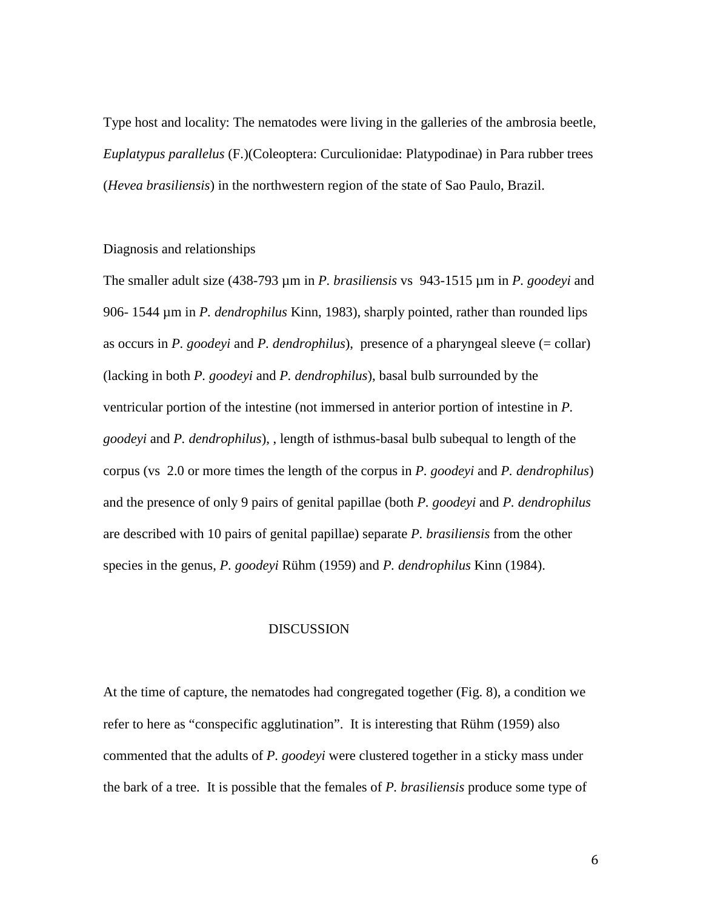Type host and locality: The nematodes were living in the galleries of the ambrosia beetle, *Euplatypus parallelus* (F.)(Coleoptera: Curculionidae: Platypodinae) in Para rubber trees (*Hevea brasiliensis*) in the northwestern region of the state of Sao Paulo, Brazil.

Diagnosis and relationships

The smaller adult size (438-793 µm in *P. brasiliensis* vs 943-1515 µm in *P. goodeyi* and 906- 1544 µm in *P. dendrophilus* Kinn, 1983), sharply pointed, rather than rounded lips as occurs in *P. goodeyi* and *P. dendrophilus*), presence of a pharyngeal sleeve (= collar) (lacking in both *P. goodeyi* and *P. dendrophilus*), basal bulb surrounded by the ventricular portion of the intestine (not immersed in anterior portion of intestine in *P. goodeyi* and *P. dendrophilus*), , length of isthmus-basal bulb subequal to length of the corpus (vs 2.0 or more times the length of the corpus in *P. goodeyi* and *P. dendrophilus*) and the presence of only 9 pairs of genital papillae (both *P. goodeyi* and *P. dendrophilus* are described with 10 pairs of genital papillae) separate *P. brasiliensis* from the other species in the genus, *P. goodeyi* Rühm (1959) and *P. dendrophilus* Kinn (1984).

## DISCUSSION

At the time of capture, the nematodes had congregated together (Fig. 8), a condition we refer to here as "conspecific agglutination". It is interesting that Rühm (1959) also commented that the adults of *P. goodeyi* were clustered together in a sticky mass under the bark of a tree. It is possible that the females of *P. brasiliensis* produce some type of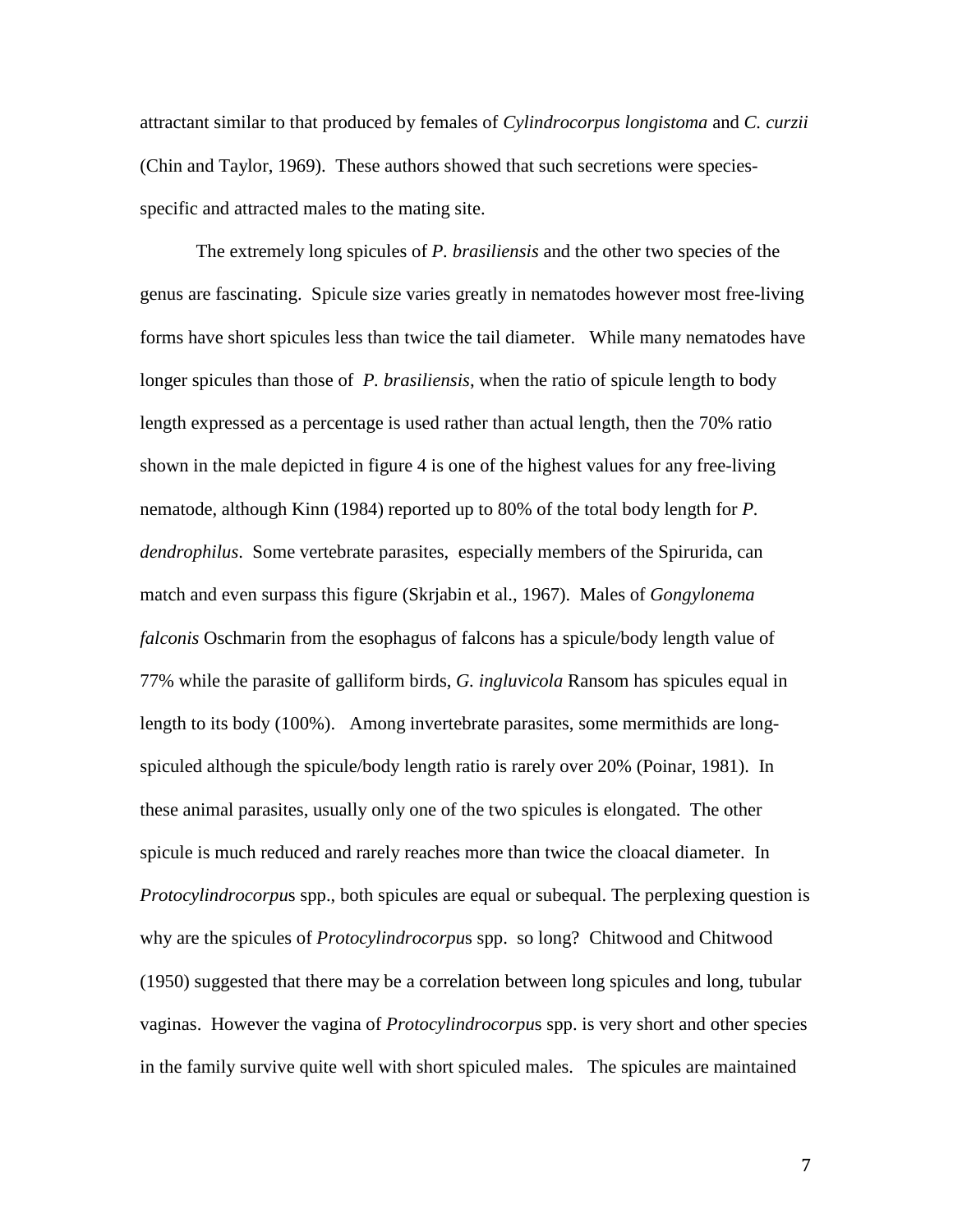attractant similar to that produced by females of *Cylindrocorpus longistoma* and *C. curzii* (Chin and Taylor, 1969). These authors showed that such secretions were species-specific and attracted males to the mating site.

The extremely long spicules of *P. brasiliensis* and the other two species of the genus are fascinating. Spicule size varies greatly in nematodes however most free-living forms have short spicules less than twice the tail diameter. While many nematodes have longer spicules than those of *P. brasiliensis*, when the ratio of spicule length to body length expressed as a percentage is used rather than actual length, then the 70% ratio shown in the male depicted in figure 4 is one of the highest values for any free-living nematode, although Kinn (1984) reported up to 80% of the total body length for *P. dendrophilus*. Some vertebrate parasites, especially members of the Spirurida, can match and even surpass this figure (Skrjabin et al., 1967). Males of *Gongylonema falconis* Oschmarin from the esophagus of falcons has a spicule/body length value of 77% while the parasite of galliform birds, *G. ingluvicola* Ransom has spicules equal in length to its body (100%). Among invertebrate parasites, some mermithids are long-spiculed although the spicule/body length ratio is rarely over 20% (Poinar, 1981). In these animal parasites, usually only one of the two spicules is elongated. The other spicule is much reduced and rarely reaches more than twice the cloacal diameter. In *Protocylindrocorpus* spp., both spicules are equal or subequal. The perplexing question is why are the spicules of *Protocylindrocorpus* spp. so long? Chitwood and Chitwood (1950) suggested that there may be a correlation between long spicules and long, tubular vaginas. However the vagina of *Protocylindrocorpus* spp. is very short and other species in the family survive quite well with short spiculed males. The spicules are maintained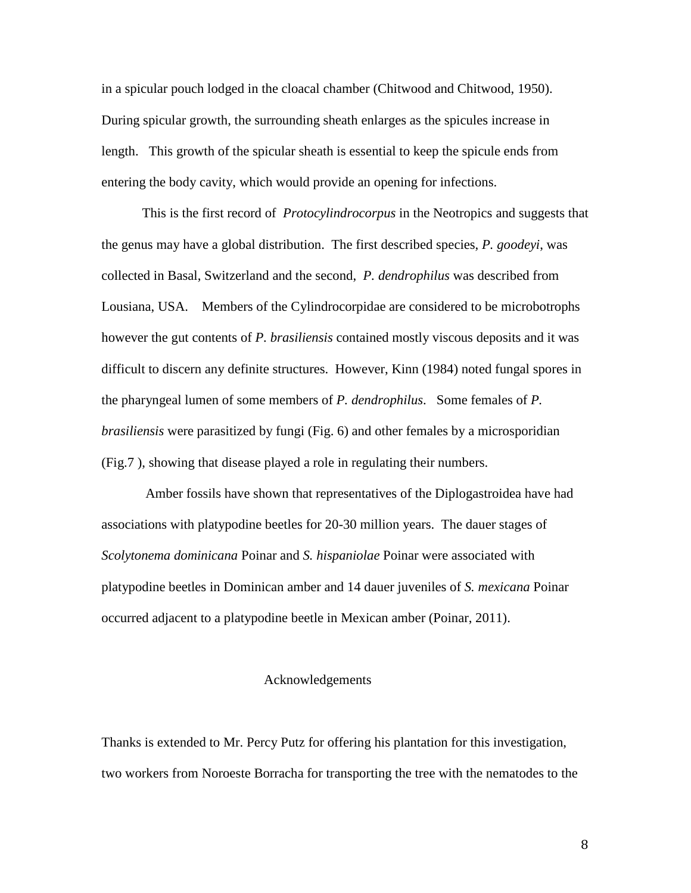in a spicular pouch lodged in the cloacal chamber (Chitwood and Chitwood, 1950). During spicular growth, the surrounding sheath enlarges as the spicules increase in length. This growth of the spicular sheath is essential to keep the spicule ends from entering the body cavity, which would provide an opening for infections.

This is the first record of *Protocylindrocorpus* in the Neotropics and suggests that the genus may have a global distribution. The first described species, *P. goodeyi*, was collected in Basal, Switzerland and the second, *P. dendrophilus* was described from Lousiana, USA. Members of the Cylindrocorpidae are considered to be microbotrophs however the gut contents of *P. brasiliensis* contained mostly viscous deposits and it was difficult to discern any definite structures. However, Kinn (1984) noted fungal spores in the pharyngeal lumen of some members of *P. dendrophilus*. Some females of *P. brasiliensis* were parasitized by fungi (Fig. 6) and other females by a microsporidian (Fig.7 ), showing that disease played a role in regulating their numbers.

Amber fossils have shown that representatives of the Diplogastroidea have had associations with platypodine beetles for 20-30 million years. The dauer stages of *Scolytonema dominicana* Poinar and *S. hispaniolae* Poinar were associated with platypodine beetles in Dominican amber and 14 dauer juveniles of *S. mexicana* Poinar occurred adjacent to a platypodine beetle in Mexican amber (Poinar, 2011).

## Acknowledgements

Thanks is extended to Mr. Percy Putz for offering his plantation for this investigation, two workers from Noroeste Borracha for transporting the tree with the nematodes to the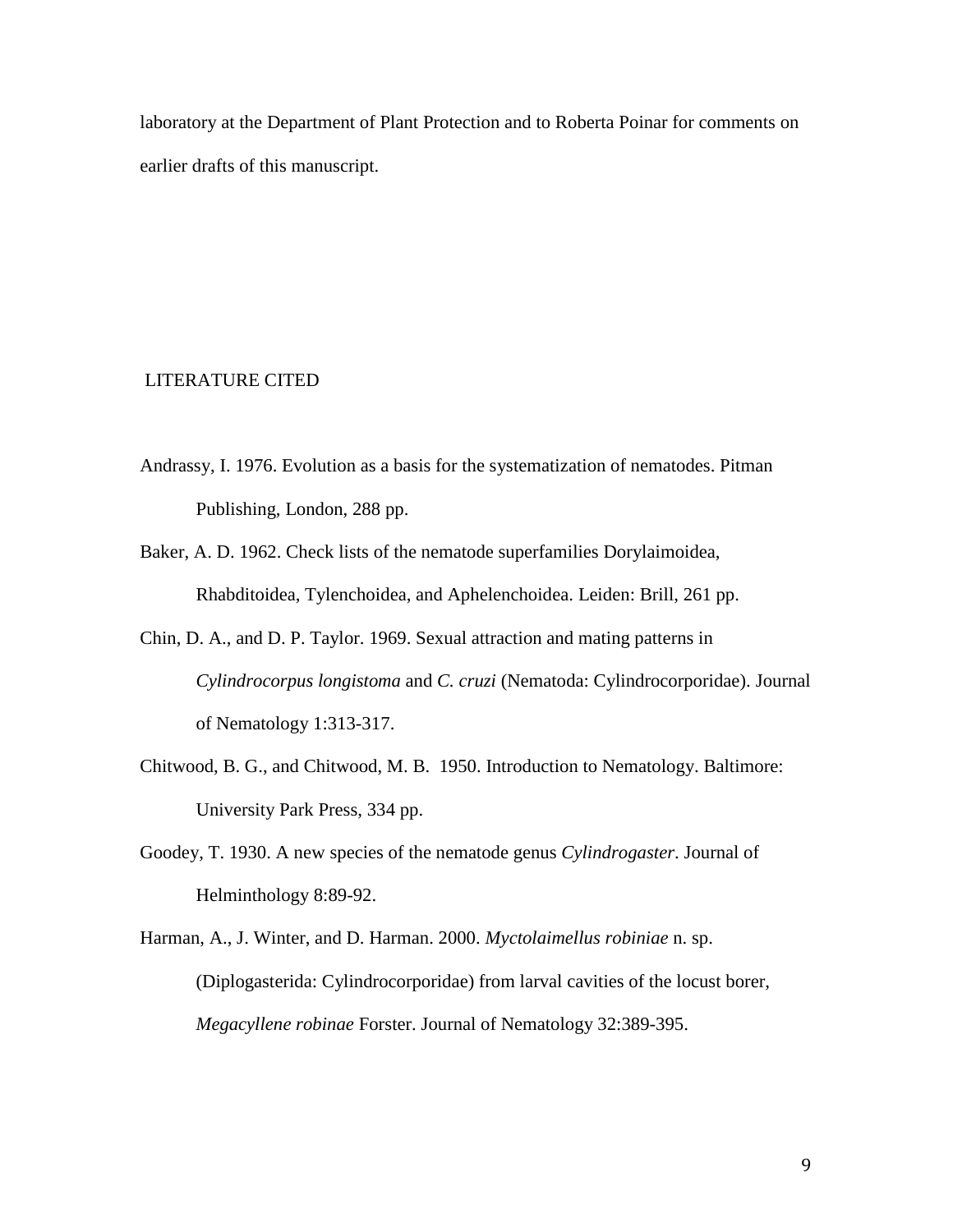laboratory at the Department of Plant Protection and to Roberta Poinar for comments on earlier drafts of this manuscript.

## LITERATURE CITED

Andrassy, I. 1976. Evolution as a basis for the systematization of nematodes. Pitman Publishing, London, 288 pp.

Baker, A. D. 1962. Check lists of the nematode superfamilies Dorylaimoidea, Rhabditoidea, Tylenchoidea, and Aphelenchoidea. Leiden: Brill, 261 pp.

Chin, D. A., and D. P. Taylor. 1969. Sexual attraction and mating patterns in *Cylindrocorpus longistoma* and *C. cruzi* (Nematoda: Cylindrocorporidae). Journal of Nematology 1:313-317.

Chitwood, B. G., and Chitwood, M. B. 1950. Introduction to Nematology. Baltimore: University Park Press, 334 pp.

Goodey, T. 1930. A new species of the nematode genus *Cylindrogaster*. Journal of Helminthology 8:89-92.

Harman, A., J. Winter, and D. Harman. 2000. *Myctolaimellus robiniae* n. sp. (Diplogasterida: Cylindrocorporidae) from larval cavities of the locust borer, *Megacyllene robinae* Forster. Journal of Nematology 32:389-395.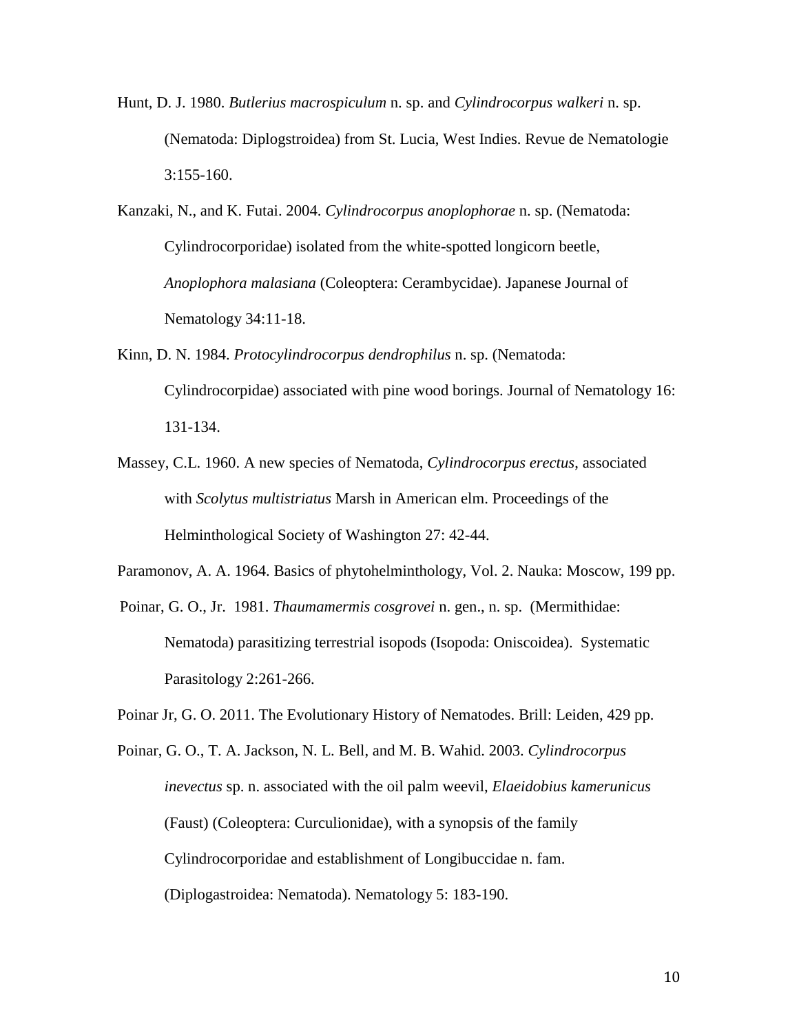Hunt, D. J. 1980. *Butlerius macrospiculum* n. sp. and *Cylindrocorpus walkeri* n. sp. (Nematoda: Diplogstroidea) from St. Lucia, West Indies. Revue de Nematologie 3:155-160.

Kanzaki, N., and K. Futai. 2004. *Cylindrocorpus anoplophorae* n. sp. (Nematoda: Cylindrocorporidae) isolated from the white-spotted longicorn beetle, *Anoplophora malasiana* (Coleoptera: Cerambycidae). Japanese Journal of Nematology 34:11-18.

Kinn, D. N. 1984. *Protocylindrocorpus dendrophilus* n. sp. (Nematoda: Cylindrocorpidae) associated with pine wood borings. Journal of Nematology 16: 131-134.

Massey, C.L. 1960. A new species of Nematoda, *Cylindrocorpus erectus*, associated with *Scolytus multistriatus* Marsh in American elm. Proceedings of the Helminthological Society of Washington 27: 42-44.

Paramonov, A. A. 1964. Basics of phytohelminthology, Vol. 2. Nauka: Moscow, 199 pp.

Poinar, G. O., Jr. 1981. *Thaumamermis cosgrovei* n. gen., n. sp. (Mermithidae: Nematoda) parasitizing terrestrial isopods (Isopoda: Oniscoidea). Systematic Parasitology 2:261-266.

Poinar Jr, G. O. 2011. The Evolutionary History of Nematodes. Brill: Leiden, 429 pp.

Poinar, G. O., T. A. Jackson, N. L. Bell, and M. B. Wahid. 2003. *Cylindrocorpus inevectus* sp. n. associated with the oil palm weevil, *Elaeidobius kamerunicus* (Faust) (Coleoptera: Curculionidae), with a synopsis of the family Cylindrocorporidae and establishment of Longibuccidae n. fam. (Diplogastroidea: Nematoda). Nematology 5: 183-190.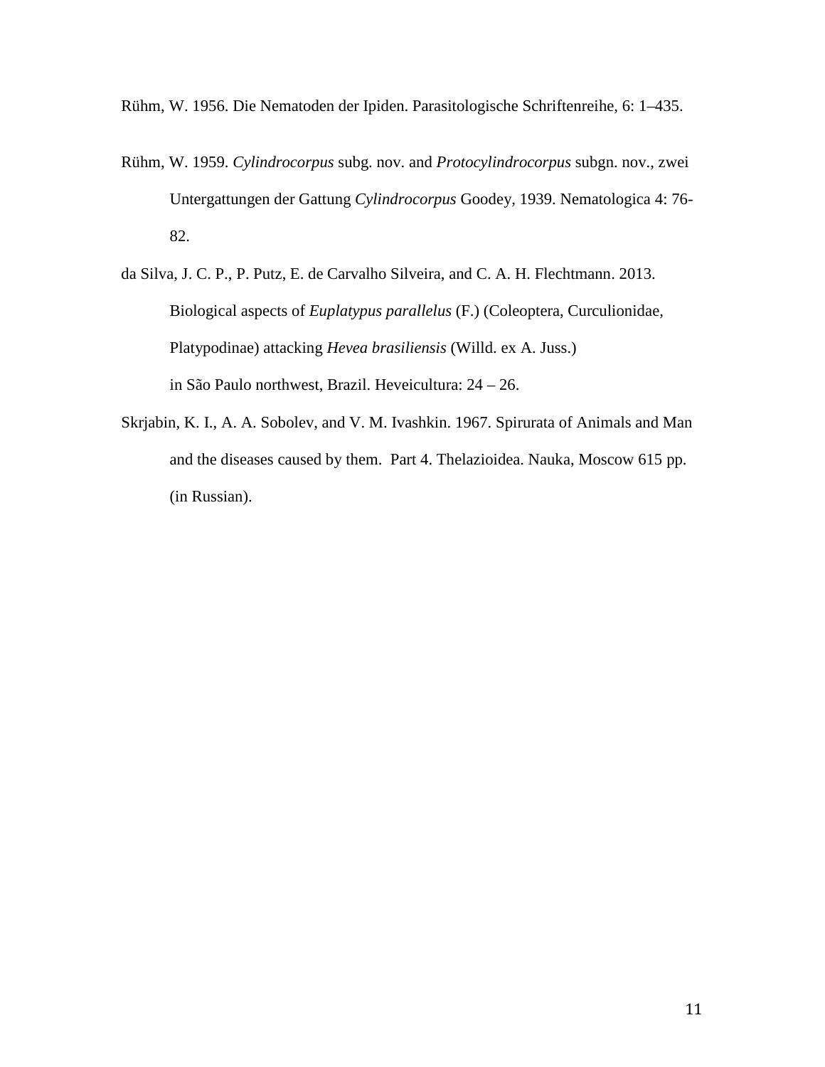Rühm, W. 1956. Die Nematoden der Ipiden. Parasitologische Schriftenreihe, 6: 1–435.

Rühm, W. 1959. *Cylindrocorpus* subg. nov. and *Protocylindrocorpus* subgn. nov., zwei Untergattungen der Gattung *Cylindrocorpus* Goodey, 1939. Nematologica 4: 76-82.

da Silva, J. C. P., P. Putz, E. de Carvalho Silveira, and C. A. H. Flechtmann. 2013. Biological aspects of *Euplatypus parallelus* (F.) (Coleoptera, Curculionidae, Platypodinae) attacking *Hevea brasiliensis* (Willd. ex A. Juss.) in São Paulo northwest, Brazil. Heveicultura: 24 – 26.

Skrjabin, K. I., A. A. Sobolev, and V. M. Ivashkin. 1967. Spirurata of Animals and Man and the diseases caused by them. Part 4. Thelazioidea. Nauka, Moscow 615 pp. (in Russian).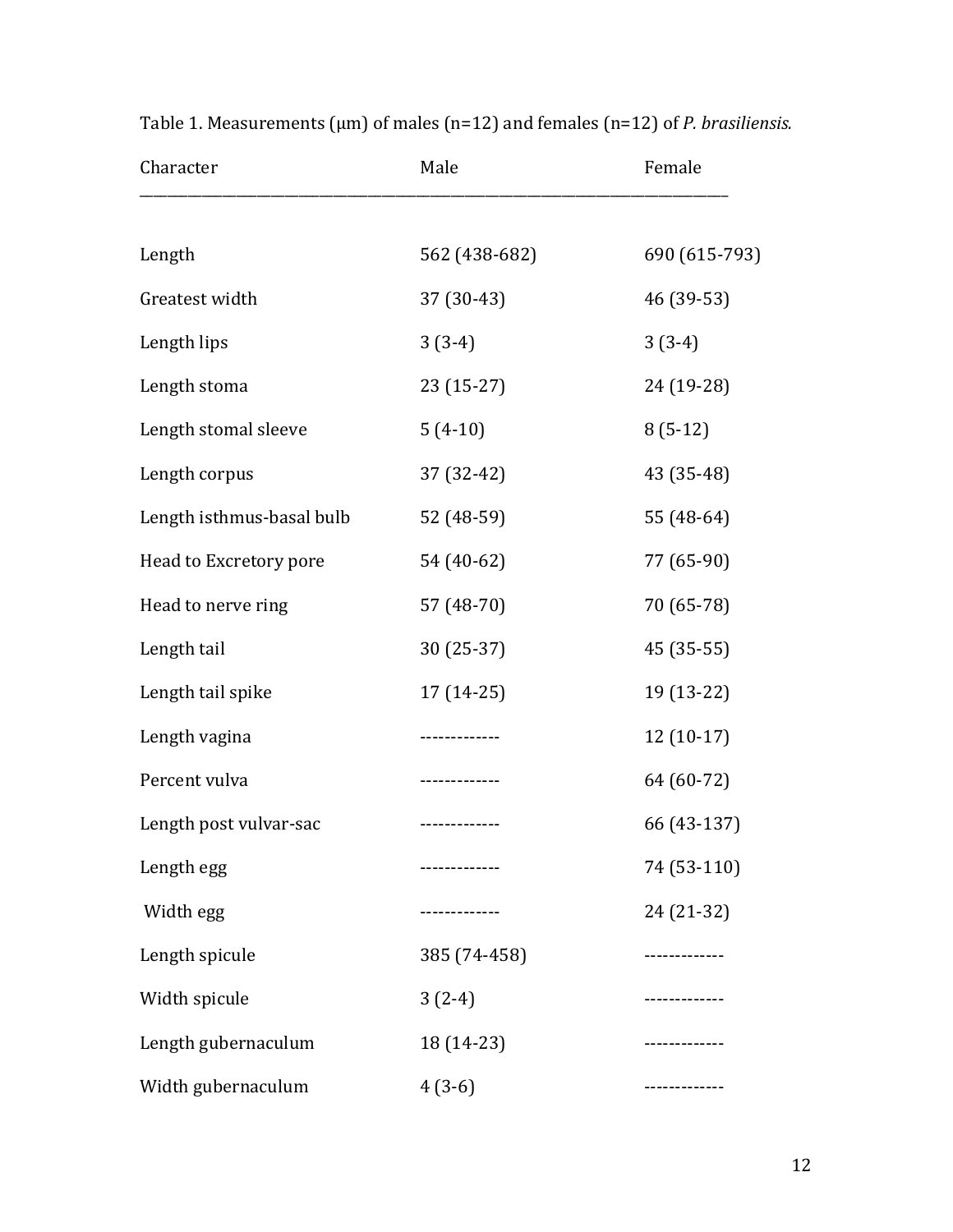Table 1. Measurements (μm) of males (n=12) and females (n=12) of *P. brasiliensis.*

| Character | Male | Female |
|---|---|---|
| Length | 562 (438-682) | 690 (615-793) |
| Greatest width | 37 (30-43) | 46 (39-53) |
| Length lips | 3 (3-4) | 3 (3-4) |
| Length stoma | 23 (15-27) | 24 (19-28) |
| Length stomal sleeve | 5 (4-10) | 8 (5-12) |
| Length corpus | 37 (32-42) | 43 (35-48) |
| Length isthmus-basal bulb | 52 (48-59) | 55 (48-64) |
| Head to Excretory pore | 54 (40-62) | 77 (65-90) |
| Head to nerve ring | 57 (48-70) | 70 (65-78) |
| Length tail | 30 (25-37) | 45 (35-55) |
| Length tail spike | 17 (14-25) | 19 (13-22) |
| Length vagina | ------------ | 12 (10-17) |
| Percent vulva | ------------ | 64 (60-72) |
| Length post vulvar-sac | ------------ | 66 (43-137) |
| Length egg | ------------ | 74 (53-110) |
| Width egg | ------------ | 24 (21-32) |
| Length spicule | 385 (74-458) | ------------ |
| Width spicule | 3 (2-4) | ------------ |
| Length gubernaculum | 18 (14-23) | ------------ |
| Width gubernaculum | 4 (3-6) | ------------ |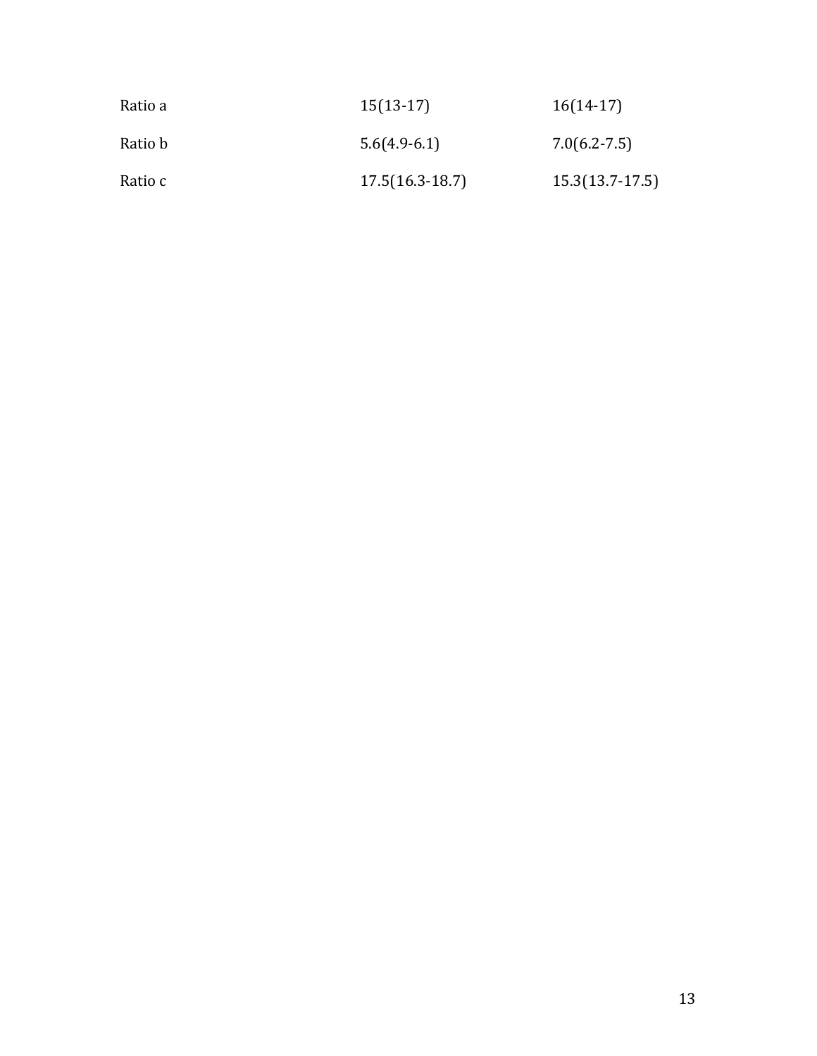| | | |
|---|---|---|
| Ratio a | 15(13-17) | 16(14-17) |
| Ratio b | 5.6(4.9-6.1) | 7.0(6.2-7.5) |
| Ratio c | 17.5(16.3-18.7) | 15.3(13.7-17.5) |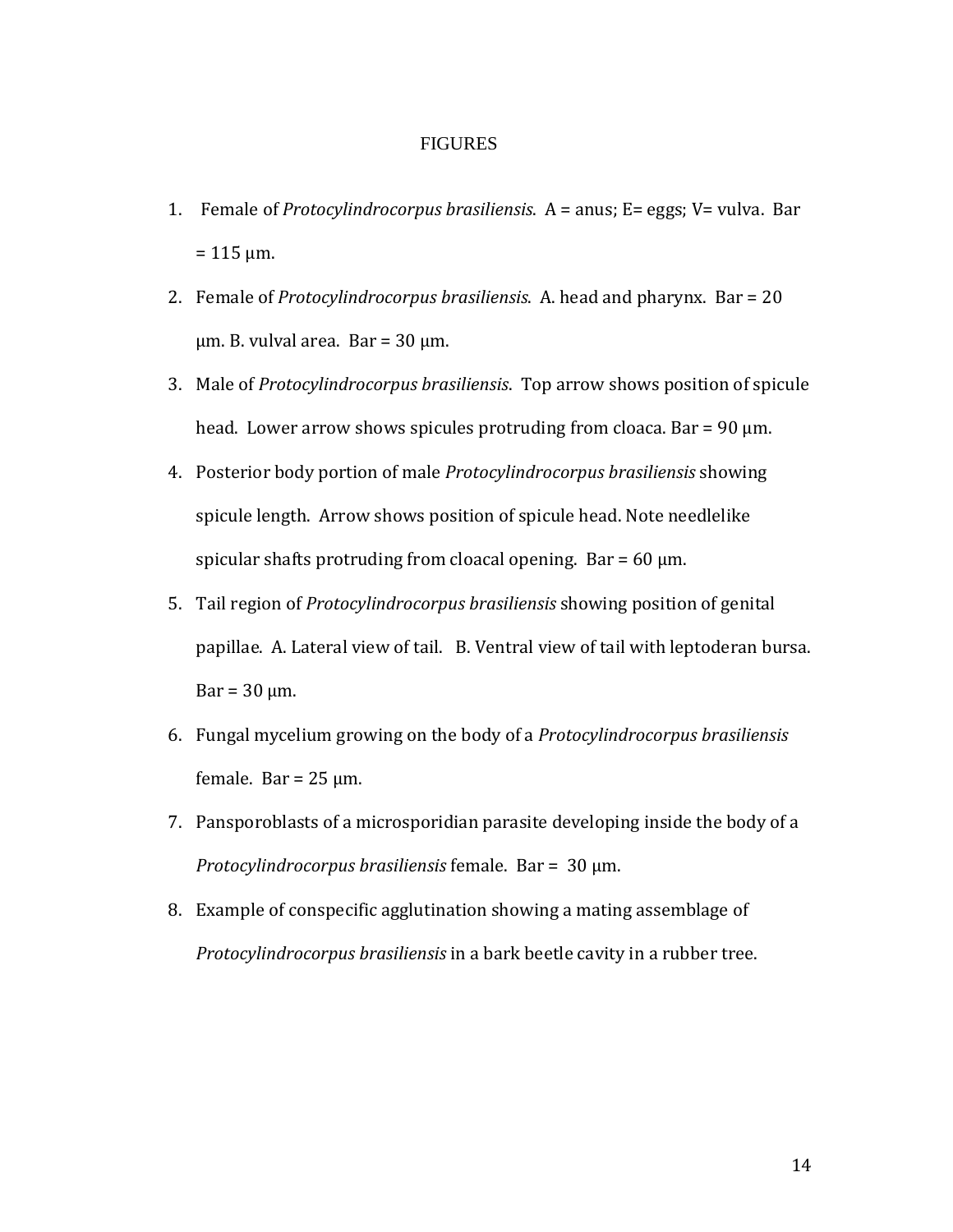# FIGURES

1. Female of *Protocylindrocorpus brasiliensis*. A = anus; E= eggs; V= vulva. Bar = 115 μm.
2. Female of *Protocylindrocorpus brasiliensis*. A. head and pharynx. Bar = 20 μm. B. vulval area. Bar = 30 μm.
3. Male of *Protocylindrocorpus brasiliensis*. Top arrow shows position of spicule head. Lower arrow shows spicules protruding from cloaca. Bar = 90 μm.
4. Posterior body portion of male *Protocylindrocorpus brasiliensis* showing spicule length. Arrow shows position of spicule head. Note needlelike spicular shafts protruding from cloacal opening. Bar = 60 μm.
5. Tail region of *Protocylindrocorpus brasiliensis* showing position of genital papillae. A. Lateral view of tail. B. Ventral view of tail with leptoderan bursa. Bar = 30 μm.
6. Fungal mycelium growing on the body of a *Protocylindrocorpus brasiliensis* female. Bar = 25 μm.
7. Pansporoblasts of a microsporidian parasite developing inside the body of a *Protocylindrocorpus brasiliensis* female. Bar = 30 μm.
8. Example of conspecific agglutination showing a mating assemblage of *Protocylindrocorpus brasiliensis* in a bark beetle cavity in a rubber tree.